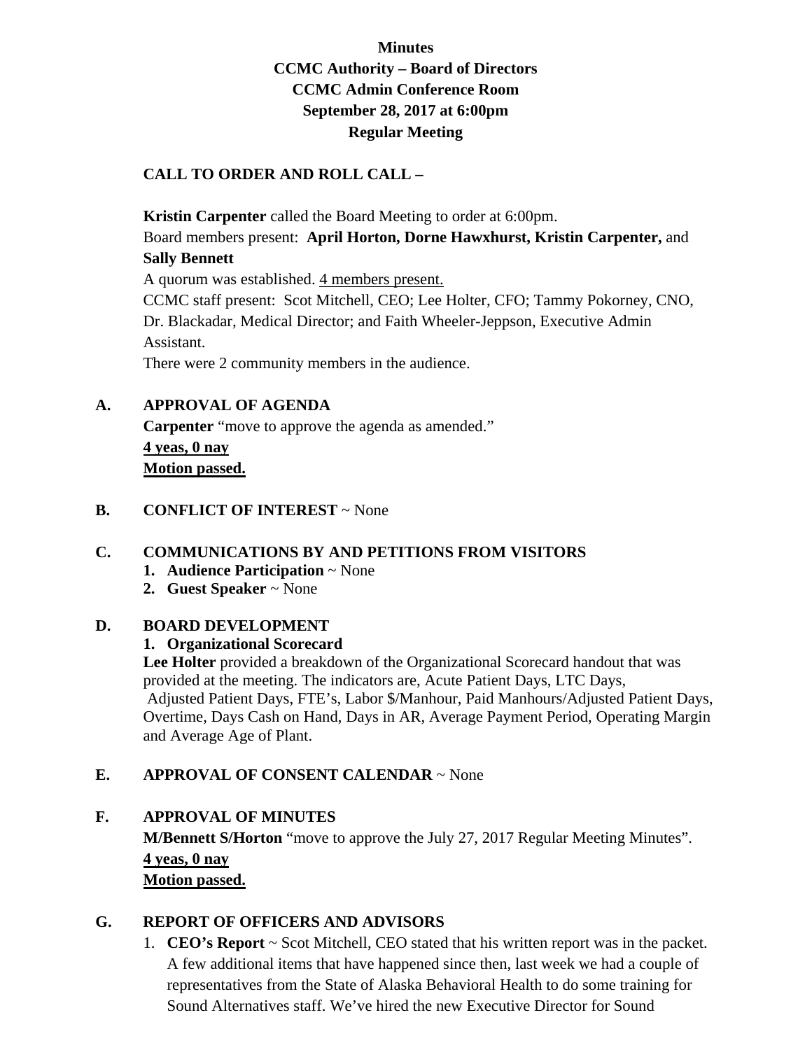**Minutes**
**CCMC Authority – Board of Directors**
**CCMC Admin Conference Room**
**September 28, 2017 at 6:00pm**
**Regular Meeting**

**CALL TO ORDER AND ROLL CALL –**

**Kristin Carpenter** called the Board Meeting to order at 6:00pm.
Board members present: **April Horton, Dorne Hawxhurst, Kristin Carpenter,** and **Sally Bennett**
A quorum was established. <u>4 members present.</u>
CCMC staff present: Scot Mitchell, CEO; Lee Holter, CFO; Tammy Pokorney, CNO, Dr. Blackadar, Medical Director; and Faith Wheeler-Jeppson, Executive Admin Assistant.
There were 2 community members in the audience.

**A. APPROVAL OF AGENDA**

**Carpenter** "move to approve the agenda as amended."
**<u>4 yeas, 0 nay</u>**
**<u>Motion passed.</u>**

**B. CONFLICT OF INTEREST** ~ None

**C. COMMUNICATIONS BY AND PETITIONS FROM VISITORS**

1. **Audience Participation** ~ None
2. **Guest Speaker** ~ None

**D. BOARD DEVELOPMENT**

1. **Organizational Scorecard**

**Lee Holter** provided a breakdown of the Organizational Scorecard handout that was provided at the meeting. The indicators are, Acute Patient Days, LTC Days, Adjusted Patient Days, FTE's, Labor $/Manhour, Paid Manhours/Adjusted Patient Days, Overtime, Days Cash on Hand, Days in AR, Average Payment Period, Operating Margin and Average Age of Plant.

**E. APPROVAL OF CONSENT CALENDAR** ~ None

**F. APPROVAL OF MINUTES**

**M/Bennett S/Horton** "move to approve the July 27, 2017 Regular Meeting Minutes".
**<u>4 yeas, 0 nay</u>**
**<u>Motion passed.</u>**

**G. REPORT OF OFFICERS AND ADVISORS**

1. **CEO's Report** ~ Scot Mitchell, CEO stated that his written report was in the packet. A few additional items that have happened since then, last week we had a couple of representatives from the State of Alaska Behavioral Health to do some training for Sound Alternatives staff. We've hired the new Executive Director for Sound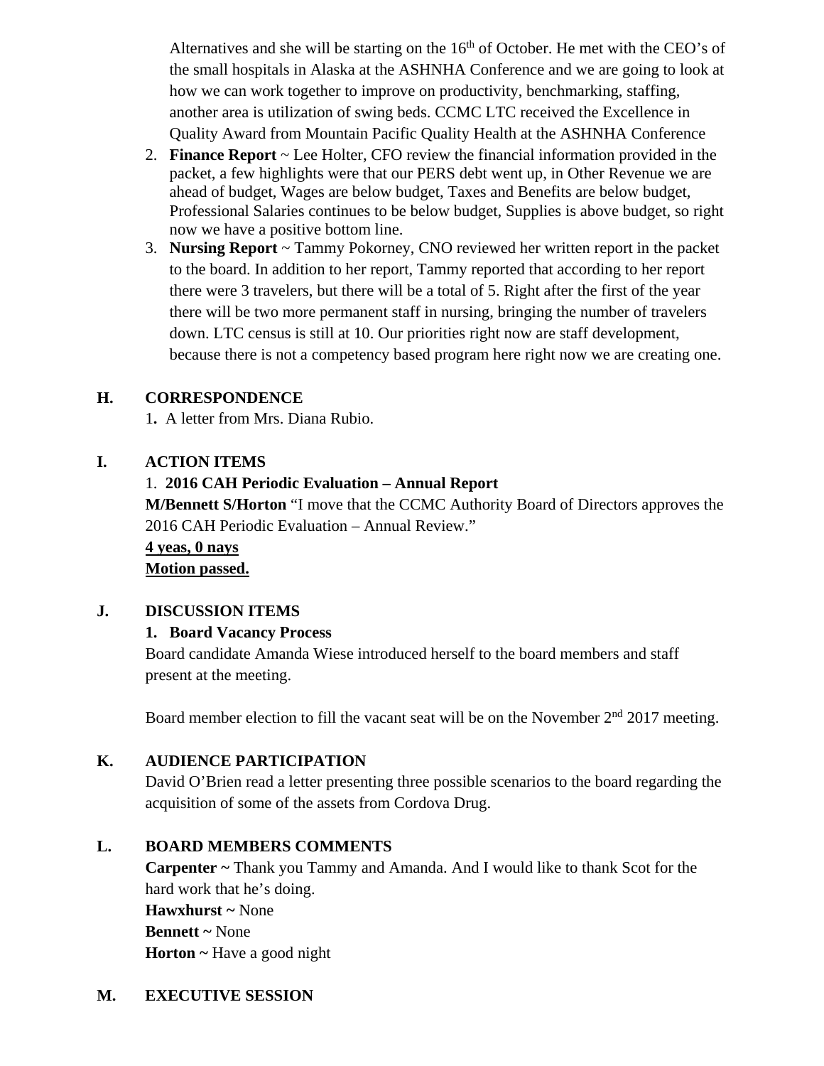Alternatives and she will be starting on the 16th of October. He met with the CEO's of the small hospitals in Alaska at the ASHNHA Conference and we are going to look at how we can work together to improve on productivity, benchmarking, staffing, another area is utilization of swing beds. CCMC LTC received the Excellence in Quality Award from Mountain Pacific Quality Health at the ASHNHA Conference

2. **Finance Report** ~ Lee Holter, CFO review the financial information provided in the packet, a few highlights were that our PERS debt went up, in Other Revenue we are ahead of budget, Wages are below budget, Taxes and Benefits are below budget, Professional Salaries continues to be below budget, Supplies is above budget, so right now we have a positive bottom line.
3. **Nursing Report** ~ Tammy Pokorney, CNO reviewed her written report in the packet to the board. In addition to her report, Tammy reported that according to her report there were 3 travelers, but there will be a total of 5. Right after the first of the year there will be two more permanent staff in nursing, bringing the number of travelers down. LTC census is still at 10. Our priorities right now are staff development, because there is not a competency based program here right now we are creating one.

## H. CORRESPONDENCE

1. A letter from Mrs. Diana Rubio.

## I. ACTION ITEMS

1. **2016 CAH Periodic Evaluation – Annual Report**

**M/Bennett S/Horton** "I move that the CCMC Authority Board of Directors approves the 2016 CAH Periodic Evaluation – Annual Review."

**4 yeas, 0 nays**

**Motion passed.**

## J. DISCUSSION ITEMS

**1. Board Vacancy Process**

Board candidate Amanda Wiese introduced herself to the board members and staff present at the meeting.

Board member election to fill the vacant seat will be on the November 2nd 2017 meeting.

## K. AUDIENCE PARTICIPATION

David O'Brien read a letter presenting three possible scenarios to the board regarding the acquisition of some of the assets from Cordova Drug.

## L. BOARD MEMBERS COMMENTS

**Carpenter ~** Thank you Tammy and Amanda. And I would like to thank Scot for the hard work that he's doing.

**Hawxhurst ~** None

**Bennett ~** None

**Horton ~** Have a good night

## M. EXECUTIVE SESSION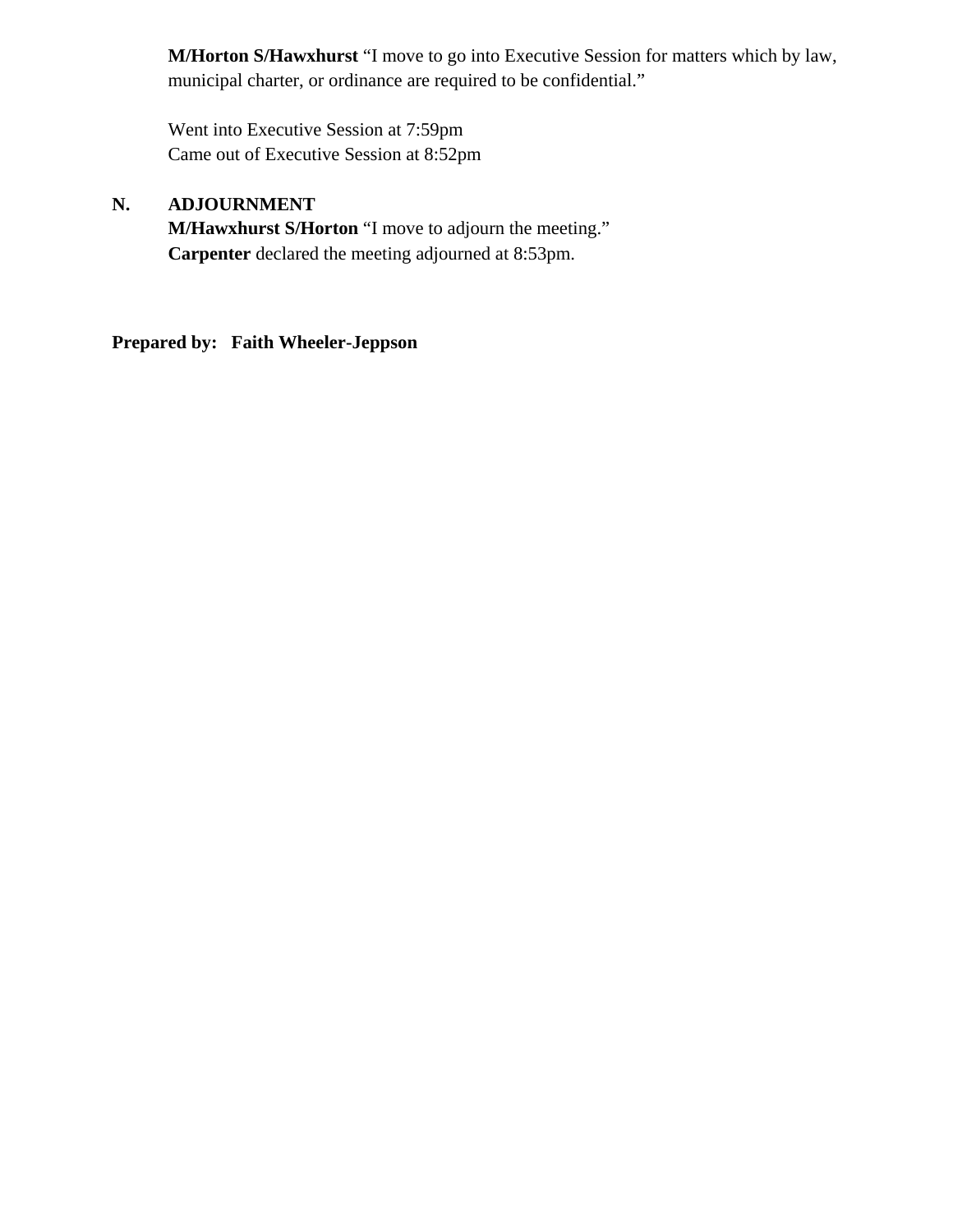**M/Horton S/Hawxhurst** "I move to go into Executive Session for matters which by law, municipal charter, or ordinance are required to be confidential."

Went into Executive Session at 7:59pm
Came out of Executive Session at 8:52pm

**N. ADJOURNMENT**

**M/Hawxhurst S/Horton** "I move to adjourn the meeting."
**Carpenter** declared the meeting adjourned at 8:53pm.

**Prepared by: Faith Wheeler-Jeppson**